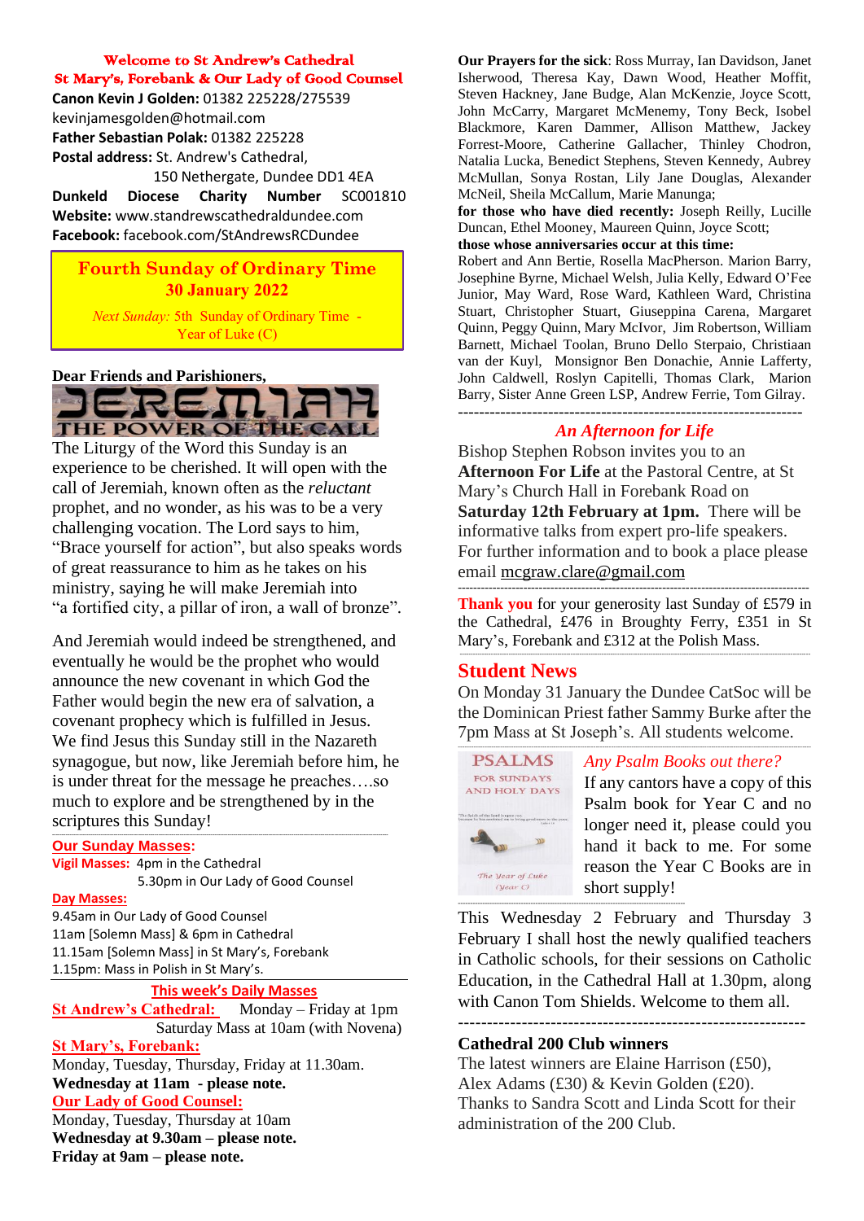**Welcome to St Andrew's Cathedral**
**St Mary's, Forebank & Our Lady of Good Counsel**

**Canon Kevin J Golden:** 01382 225228/275539
kevinjamesgolden@hotmail.com
**Father Sebastian Polak:** 01382 225228
**Postal address:** St. Andrew's Cathedral,
150 Nethergate, Dundee DD1 4EA
**Dunkeld Diocese Charity Number** SC001810
**Website:** www.standrewscathedraldundee.com
**Facebook:** facebook.com/StAndrewsRCDundee

## Fourth Sunday of Ordinary Time
## 30 January 2022

*Next Sunday:* 5th Sunday of Ordinary Time - Year of Luke (C)

**Dear Friends and Parishioners,**

JEREMIAH – THE POWER OF THE CALL

The Liturgy of the Word this Sunday is an experience to be cherished. It will open with the call of Jeremiah, known often as the *reluctant* prophet, and no wonder, as his was to be a very challenging vocation. The Lord says to him, "Brace yourself for action", but also speaks words of great reassurance to him as he takes on his ministry, saying he will make Jeremiah into "a fortified city, a pillar of iron, a wall of bronze".

And Jeremiah would indeed be strengthened, and eventually he would be the prophet who would announce the new covenant in which God the Father would begin the new era of salvation, a covenant prophecy which is fulfilled in Jesus. We find Jesus this Sunday still in the Nazareth synagogue, but now, like Jeremiah before him, he is under threat for the message he preaches….so much to explore and be strengthened by in the scriptures this Sunday!

**Our Sunday Masses:**

**Vigil Masses:** 4pm in the Cathedral
5.30pm in Our Lady of Good Counsel

**Day Masses:**
9.45am in Our Lady of Good Counsel
11am [Solemn Mass] & 6pm in Cathedral
11.15am [Solemn Mass] in St Mary's, Forebank
1.15pm: Mass in Polish in St Mary's.

**This week's Daily Masses**

**St Andrew's Cathedral:** Monday – Friday at 1pm
Saturday Mass at 10am (with Novena)

**St Mary's, Forebank:**
Monday, Tuesday, Thursday, Friday at 11.30am.
**Wednesday at 11am - please note.**

**Our Lady of Good Counsel:**
Monday, Tuesday, Thursday at 10am
**Wednesday at 9.30am – please note.**
**Friday at 9am – please note.**

**Our Prayers for the sick**: Ross Murray, Ian Davidson, Janet Isherwood, Theresa Kay, Dawn Wood, Heather Moffit, Steven Hackney, Jane Budge, Alan McKenzie, Joyce Scott, John McCarry, Margaret McMenemy, Tony Beck, Isobel Blackmore, Karen Dammer, Allison Matthew, Jackey Forrest-Moore, Catherine Gallacher, Thinley Chodron, Natalia Lucka, Benedict Stephens, Steven Kennedy, Aubrey McMullan, Sonya Rostan, Lily Jane Douglas, Alexander McNeil, Sheila McCallum, Marie Manunga;
**for those who have died recently:** Joseph Reilly, Lucille Duncan, Ethel Mooney, Maureen Quinn, Joyce Scott;
**those whose anniversaries occur at this time:**
Robert and Ann Bertie, Rosella MacPherson. Marion Barry, Josephine Byrne, Michael Welsh, Julia Kelly, Edward O'Fee Junior, May Ward, Rose Ward, Kathleen Ward, Christina Stuart, Christopher Stuart, Giuseppina Carena, Margaret Quinn, Peggy Quinn, Mary McIvor, Jim Robertson, William Barnett, Michael Toolan, Bruno Dello Sterpaio, Christiaan van der Kuyl, Monsignor Ben Donachie, Annie Lafferty, John Caldwell, Roslyn Capitelli, Thomas Clark, Marion Barry, Sister Anne Green LSP, Andrew Ferrie, Tom Gilray.

---

### *An Afternoon for Life*

Bishop Stephen Robson invites you to an **Afternoon For Life** at the Pastoral Centre, at St Mary's Church Hall in Forebank Road on **Saturday 12th February at 1pm.** There will be informative talks from expert pro-life speakers. For further information and to book a place please email mcgraw.clare@gmail.com

---

**Thank you** for your generosity last Sunday of £579 in the Cathedral, £476 in Broughty Ferry, £351 in St Mary's, Forebank and £312 at the Polish Mass.

## Student News

On Monday 31 January the Dundee CatSoc will be the Dominican Priest father Sammy Burke after the 7pm Mass at St Joseph's. All students welcome.

### *Any Psalm Books out there?*

If any cantors have a copy of this Psalm book for Year C and no longer need it, please could you hand it back to me. For some reason the Year C Books are in short supply!

This Wednesday 2 February and Thursday 3 February I shall host the newly qualified teachers in Catholic schools, for their sessions on Catholic Education, in the Cathedral Hall at 1.30pm, along with Canon Tom Shields. Welcome to them all.

---

**Cathedral 200 Club winners**

The latest winners are Elaine Harrison (£50), Alex Adams (£30) & Kevin Golden (£20). Thanks to Sandra Scott and Linda Scott for their administration of the 200 Club.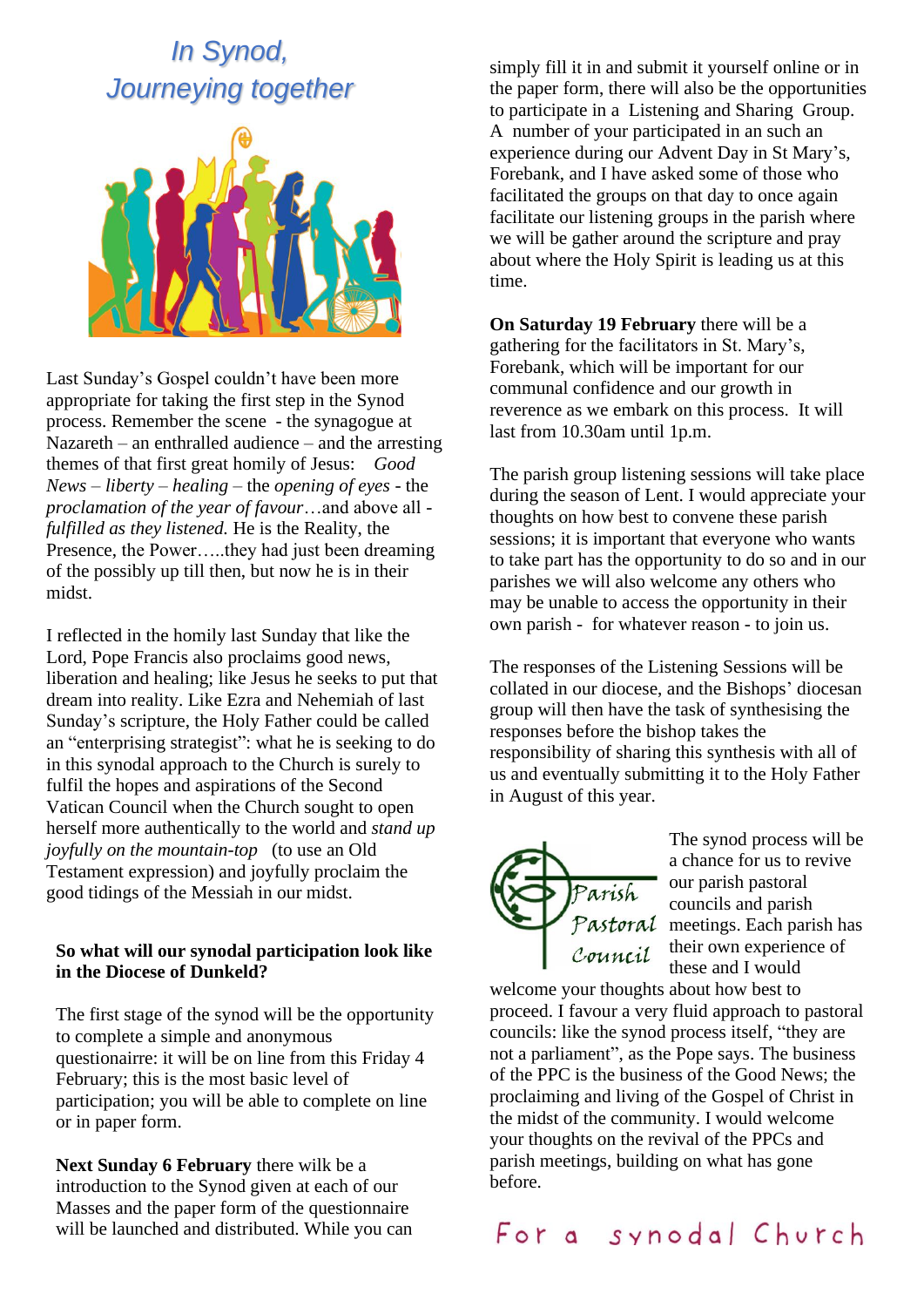# *In Synod, Journeying together*

Last Sunday's Gospel couldn't have been more appropriate for taking the first step in the Synod process. Remember the scene - the synagogue at Nazareth – an enthralled audience – and the arresting themes of that first great homily of Jesus: *Good News* – *liberty* – *healing* – the *opening of eyes* - the *proclamation of the year of favour*…and above all - *fulfilled as they listened.* He is the Reality, the Presence, the Power…..they had just been dreaming of the possibly up till then, but now he is in their midst.

I reflected in the homily last Sunday that like the Lord, Pope Francis also proclaims good news, liberation and healing; like Jesus he seeks to put that dream into reality. Like Ezra and Nehemiah of last Sunday's scripture, the Holy Father could be called an "enterprising strategist": what he is seeking to do in this synodal approach to the Church is surely to fulfil the hopes and aspirations of the Second Vatican Council when the Church sought to open herself more authentically to the world and *stand up joyfully on the mountain-top* (to use an Old Testament expression) and joyfully proclaim the good tidings of the Messiah in our midst.

**So what will our synodal participation look like in the Diocese of Dunkeld?**

The first stage of the synod will be the opportunity to complete a simple and anonymous questionairre: it will be on line from this Friday 4 February; this is the most basic level of participation; you will be able to complete on line or in paper form.

**Next Sunday 6 February** there wilk be a introduction to the Synod given at each of our Masses and the paper form of the questionnaire will be launched and distributed. While you can simply fill it in and submit it yourself online or in the paper form, there will also be the opportunities to participate in a Listening and Sharing Group. A number of your participated in an such an experience during our Advent Day in St Mary's, Forebank, and I have asked some of those who facilitated the groups on that day to once again facilitate our listening groups in the parish where we will be gather around the scripture and pray about where the Holy Spirit is leading us at this time.

**On Saturday 19 February** there will be a gathering for the facilitators in St. Mary's, Forebank, which will be important for our communal confidence and our growth in reverence as we embark on this process. It will last from 10.30am until 1p.m.

The parish group listening sessions will take place during the season of Lent. I would appreciate your thoughts on how best to convene these parish sessions; it is important that everyone who wants to take part has the opportunity to do so and in our parishes we will also welcome any others who may be unable to access the opportunity in their own parish - for whatever reason - to join us.

The responses of the Listening Sessions will be collated in our diocese, and the Bishops' diocesan group will then have the task of synthesising the responses before the bishop takes the responsibility of sharing this synthesis with all of us and eventually submitting it to the Holy Father in August of this year.

Parish Pastoral Council

The synod process will be a chance for us to revive our parish pastoral councils and parish meetings. Each parish has their own experience of these and I would welcome your thoughts about how best to proceed. I favour a very fluid approach to pastoral councils: like the synod process itself, "they are not a parliament", as the Pope says. The business of the PPC is the business of the Good News; the proclaiming and living of the Gospel of Christ in the midst of the community. I would welcome your thoughts on the revival of the PPCs and parish meetings, building on what has gone before.

For a synodal Church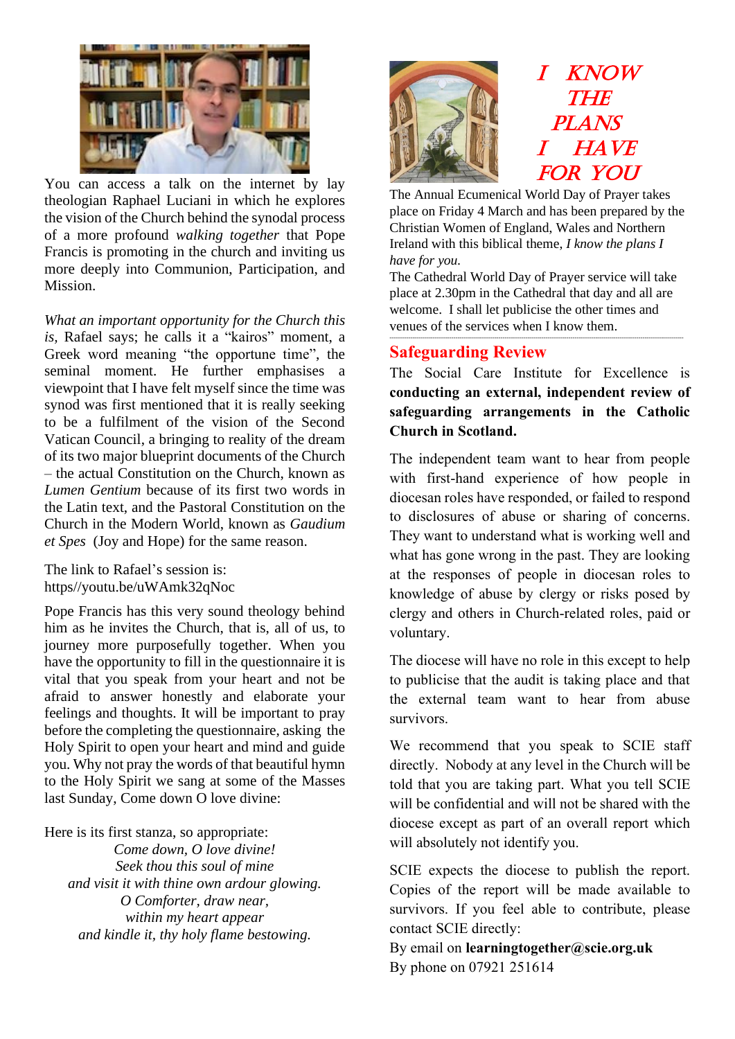You can access a talk on the internet by lay theologian Raphael Luciani in which he explores the vision of the Church behind the synodal process of a more profound *walking together* that Pope Francis is promoting in the church and inviting us more deeply into Communion, Participation, and Mission.

*What an important opportunity for the Church this is,* Rafael says; he calls it a "kairos" moment, a Greek word meaning "the opportune time", the seminal moment. He further emphasises a viewpoint that I have felt myself since the time was synod was first mentioned that it is really seeking to be a fulfilment of the vision of the Second Vatican Council, a bringing to reality of the dream of its two major blueprint documents of the Church – the actual Constitution on the Church, known as *Lumen Gentium* because of its first two words in the Latin text, and the Pastoral Constitution on the Church in the Modern World, known as *Gaudium et Spes* (Joy and Hope) for the same reason.

The link to Rafael's session is:
https//youtu.be/uWAmk32qNoc

Pope Francis has this very sound theology behind him as he invites the Church, that is, all of us, to journey more purposefully together. When you have the opportunity to fill in the questionnaire it is vital that you speak from your heart and not be afraid to answer honestly and elaborate your feelings and thoughts. It will be important to pray before the completing the questionnaire, asking the Holy Spirit to open your heart and mind and guide you. Why not pray the words of that beautiful hymn to the Holy Spirit we sang at some of the Masses last Sunday, Come down O love divine:

Here is its first stanza, so appropriate:

*Come down, O love divine!*
*Seek thou this soul of mine*
*and visit it with thine own ardour glowing.*
*O Comforter, draw near,*
*within my heart appear*
*and kindle it, thy holy flame bestowing.*

## I KNOW THE PLANS I HAVE FOR YOU

The Annual Ecumenical World Day of Prayer takes place on Friday 4 March and has been prepared by the Christian Women of England, Wales and Northern Ireland with this biblical theme, *I know the plans I have for you.*

The Cathedral World Day of Prayer service will take place at 2.30pm in the Cathedral that day and all are welcome. I shall let publicise the other times and venues of the services when I know them.

## Safeguarding Review

The Social Care Institute for Excellence is **conducting an external, independent review of safeguarding arrangements in the Catholic Church in Scotland.**

The independent team want to hear from people with first-hand experience of how people in diocesan roles have responded, or failed to respond to disclosures of abuse or sharing of concerns. They want to understand what is working well and what has gone wrong in the past. They are looking at the responses of people in diocesan roles to knowledge of abuse by clergy or risks posed by clergy and others in Church-related roles, paid or voluntary.

The diocese will have no role in this except to help to publicise that the audit is taking place and that the external team want to hear from abuse survivors.

We recommend that you speak to SCIE staff directly. Nobody at any level in the Church will be told that you are taking part. What you tell SCIE will be confidential and will not be shared with the diocese except as part of an overall report which will absolutely not identify you.

SCIE expects the diocese to publish the report. Copies of the report will be made available to survivors. If you feel able to contribute, please contact SCIE directly:

By email on **learningtogether@scie.org.uk**
By phone on 07921 251614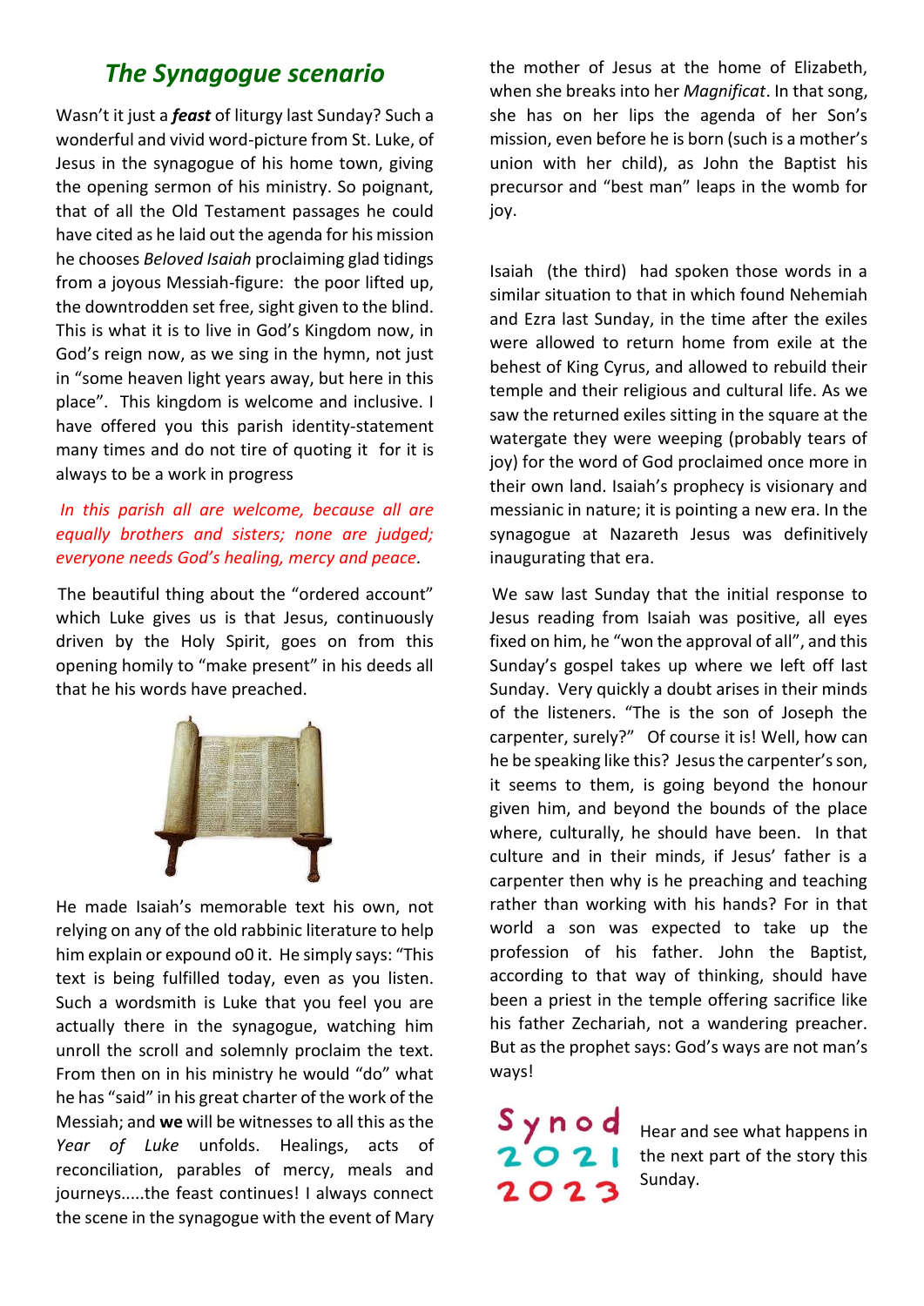## *The Synagogue scenario*

Wasn't it just a ***feast*** of liturgy last Sunday? Such a wonderful and vivid word-picture from St. Luke, of Jesus in the synagogue of his home town, giving the opening sermon of his ministry. So poignant, that of all the Old Testament passages he could have cited as he laid out the agenda for his mission he chooses *Beloved Isaiah* proclaiming glad tidings from a joyous Messiah-figure: the poor lifted up, the downtrodden set free, sight given to the blind. This is what it is to live in God's Kingdom now, in God's reign now, as we sing in the hymn, not just in "some heaven light years away, but here in this place". This kingdom is welcome and inclusive. I have offered you this parish identity-statement many times and do not tire of quoting it for it is always to be a work in progress

*In this parish all are welcome, because all are equally brothers and sisters; none are judged; everyone needs God's healing, mercy and peace.*

The beautiful thing about the "ordered account" which Luke gives us is that Jesus, continuously driven by the Holy Spirit, goes on from this opening homily to "make present" in his deeds all that he his words have preached.

He made Isaiah's memorable text his own, not relying on any of the old rabbinic literature to help him explain or expound o0 it. He simply says: "This text is being fulfilled today, even as you listen. Such a wordsmith is Luke that you feel you are actually there in the synagogue, watching him unroll the scroll and solemnly proclaim the text. From then on in his ministry he would "do" what he has "said" in his great charter of the work of the Messiah; and **we** will be witnesses to all this as the *Year of Luke* unfolds. Healings, acts of reconciliation, parables of mercy, meals and journeys.....the feast continues! I always connect the scene in the synagogue with the event of Mary the mother of Jesus at the home of Elizabeth, when she breaks into her *Magnificat*. In that song, she has on her lips the agenda of her Son's mission, even before he is born (such is a mother's union with her child), as John the Baptist his precursor and "best man" leaps in the womb for joy.

Isaiah (the third) had spoken those words in a similar situation to that in which found Nehemiah and Ezra last Sunday, in the time after the exiles were allowed to return home from exile at the behest of King Cyrus, and allowed to rebuild their temple and their religious and cultural life. As we saw the returned exiles sitting in the square at the watergate they were weeping (probably tears of joy) for the word of God proclaimed once more in their own land. Isaiah's prophecy is visionary and messianic in nature; it is pointing a new era. In the synagogue at Nazareth Jesus was definitively inaugurating that era.

We saw last Sunday that the initial response to Jesus reading from Isaiah was positive, all eyes fixed on him, he "won the approval of all", and this Sunday's gospel takes up where we left off last Sunday. Very quickly a doubt arises in their minds of the listeners. "The is the son of Joseph the carpenter, surely?" Of course it is! Well, how can he be speaking like this? Jesus the carpenter's son, it seems to them, is going beyond the honour given him, and beyond the bounds of the place where, culturally, he should have been. In that culture and in their minds, if Jesus' father is a carpenter then why is he preaching and teaching rather than working with his hands? For in that world a son was expected to take up the profession of his father. John the Baptist, according to that way of thinking, should have been a priest in the temple offering sacrifice like his father Zechariah, not a wandering preacher. But as the prophet says: God's ways are not man's ways!

Synod 2021 2023

Hear and see what happens in the next part of the story this Sunday.